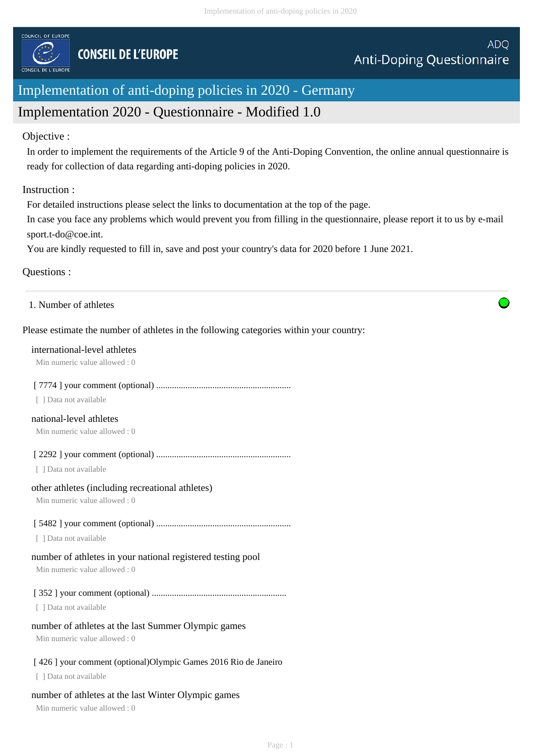COUNCIL OF EUROPE

CONSEIL DE L'EUROPE

ADQ
Anti-Doping Questionnaire

# Implementation of anti-doping policies in 2020 - Germany

## Implementation 2020 - Questionnaire - Modified 1.0

Objective :

In order to implement the requirements of the Article 9 of the Anti-Doping Convention, the online annual questionnaire is ready for collection of data regarding anti-doping policies in 2020.

Instruction :

For detailed instructions please select the links to documentation at the top of the page.
In case you face any problems which would prevent you from filling in the questionnaire, please report it to us by e-mail sport.t-do@coe.int.
You are kindly requested to fill in, save and post your country's data for 2020 before 1 June 2021.

Questions :

---

1. Number of athletes

Please estimate the number of athletes in the following categories within your country:

international-level athletes
Min numeric value allowed : 0

[ 7774 ] your comment (optional) ...........................................................
[ ] Data not available

national-level athletes
Min numeric value allowed : 0

[ 2292 ] your comment (optional) ...........................................................
[ ] Data not available

other athletes (including recreational athletes)
Min numeric value allowed : 0

[ 5482 ] your comment (optional) ...........................................................
[ ] Data not available

number of athletes in your national registered testing pool
Min numeric value allowed : 0

[ 352 ] your comment (optional) ...........................................................
[ ] Data not available

number of athletes at the last Summer Olympic games
Min numeric value allowed : 0

[ 426 ] your comment (optional)Olympic Games 2016 Rio de Janeiro
[ ] Data not available

number of athletes at the last Winter Olympic games
Min numeric value allowed : 0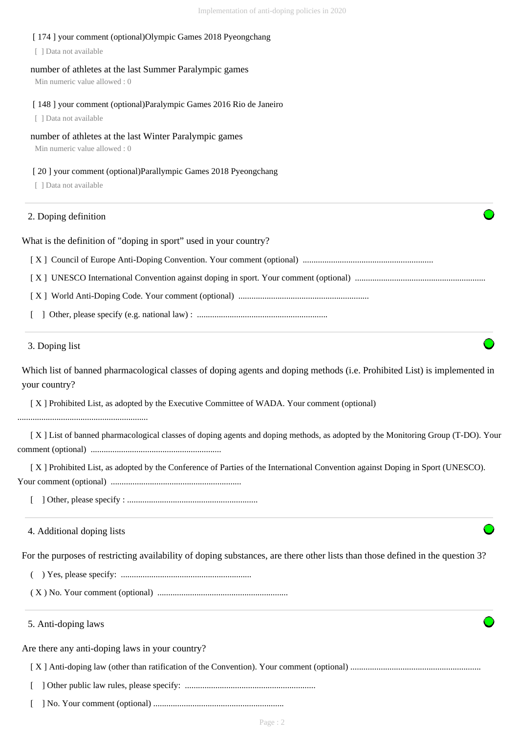[ 174 ] your comment (optional)Olympic Games 2018 Pyeongchang

[ ] Data not available

number of athletes at the last Summer Paralympic games

Min numeric value allowed : 0

[ 148 ] your comment (optional)Paralympic Games 2016 Rio de Janeiro

[ ] Data not available

number of athletes at the last Winter Paralympic games

Min numeric value allowed : 0

[ 20 ] your comment (optional)Parallympic Games 2018 Pyeongchang

[ ] Data not available

## 2. Doping definition

What is the definition of "doping in sport" used in your country?

[ X ] Council of Europe Anti-Doping Convention. Your comment (optional) ............................................................

[ X ] UNESCO International Convention against doping in sport. Your comment (optional) ............................................................

[ X ] World Anti-Doping Code. Your comment (optional) ............................................................

[ ] Other, please specify (e.g. national law) : ............................................................

## 3. Doping list

Which list of banned pharmacological classes of doping agents and doping methods (i.e. Prohibited List) is implemented in your country?

[ X ] Prohibited List, as adopted by the Executive Committee of WADA. Your comment (optional) ............................................................

[ X ] List of banned pharmacological classes of doping agents and doping methods, as adopted by the Monitoring Group (T-DO). Your comment (optional) ............................................................

[ X ] Prohibited List, as adopted by the Conference of Parties of the International Convention against Doping in Sport (UNESCO). Your comment (optional) ............................................................

[ ] Other, please specify : ............................................................

## 4. Additional doping lists

For the purposes of restricting availability of doping substances, are there other lists than those defined in the question 3?

( ) Yes, please specify: ............................................................

( X ) No. Your comment (optional) ............................................................

## 5. Anti-doping laws

Are there any anti-doping laws in your country?

[ X ] Anti-doping law (other than ratification of the Convention). Your comment (optional) ............................................................

[ ] Other public law rules, please specify: ............................................................

[ ] No. Your comment (optional) ............................................................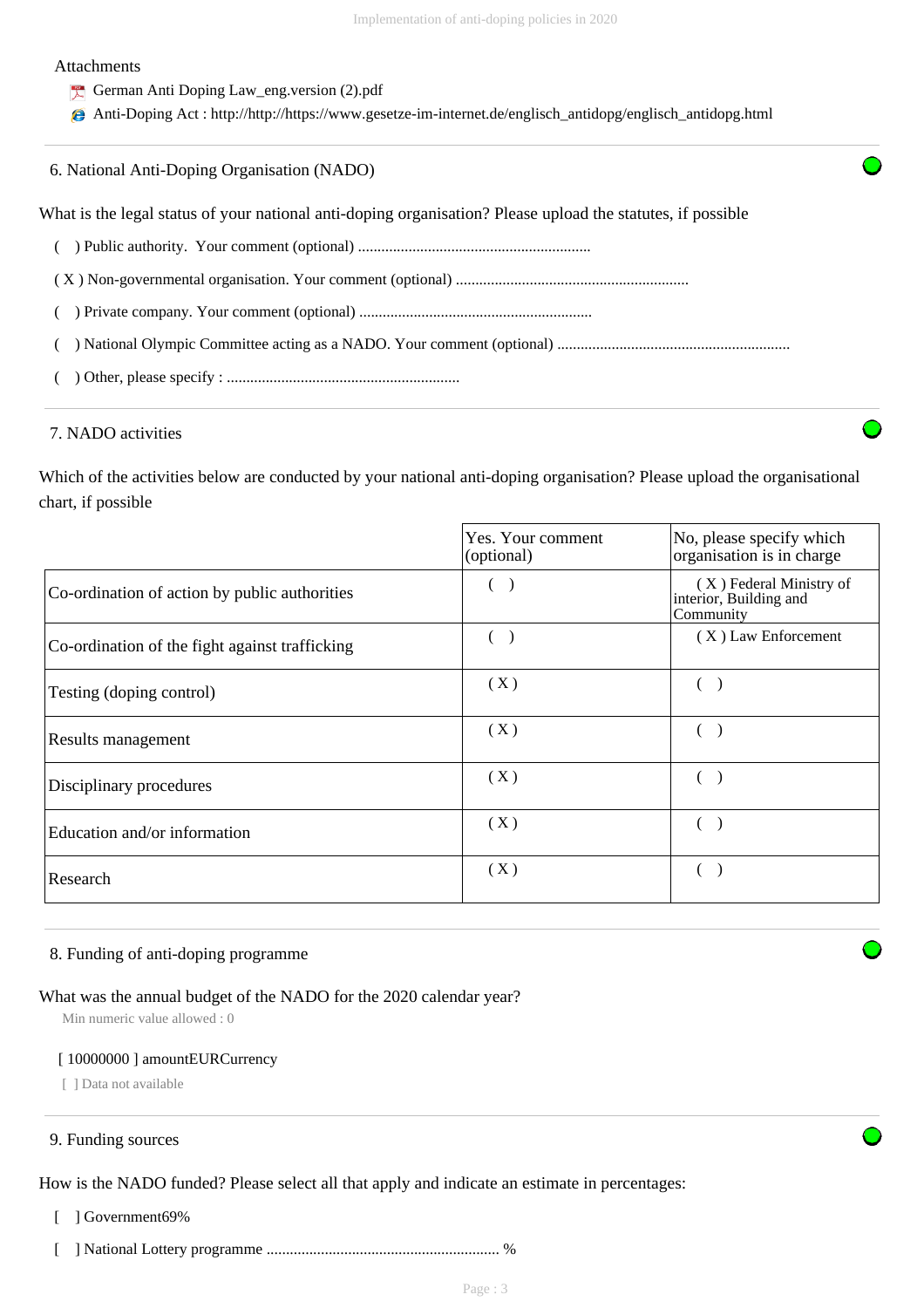Attachments

- German Anti Doping Law_eng.version (2).pdf
- Anti-Doping Act : http://http://https://www.gesetze-im-internet.de/englisch_antidopg/englisch_antidopg.html

## 6. National Anti-Doping Organisation (NADO)

What is the legal status of your national anti-doping organisation? Please upload the statutes, if possible

( ) Public authority. Your comment (optional) ...........................................................

( X ) Non-governmental organisation. Your comment (optional) ...........................................................

( ) Private company. Your comment (optional) ...........................................................

( ) National Olympic Committee acting as a NADO. Your comment (optional) ...........................................................

( ) Other, please specify : ...........................................................

## 7. NADO activities

Which of the activities below are conducted by your national anti-doping organisation? Please upload the organisational chart, if possible

| | Yes. Your comment (optional) | No, please specify which organisation is in charge |
|---|---|---|
| Co-ordination of action by public authorities | ( ) | ( X ) Federal Ministry of interior, Building and Community |
| Co-ordination of the fight against trafficking | ( ) | ( X ) Law Enforcement |
| Testing (doping control) | ( X ) | ( ) |
| Results management | ( X ) | ( ) |
| Disciplinary procedures | ( X ) | ( ) |
| Education and/or information | ( X ) | ( ) |
| Research | ( X ) | ( ) |

## 8. Funding of anti-doping programme

What was the annual budget of the NADO for the 2020 calendar year?

Min numeric value allowed : 0

[ 10000000 ] amountEURCurrency

[ ] Data not available

## 9. Funding sources

How is the NADO funded? Please select all that apply and indicate an estimate in percentages:

[ ] Government69%

[ ] National Lottery programme ........................................................... %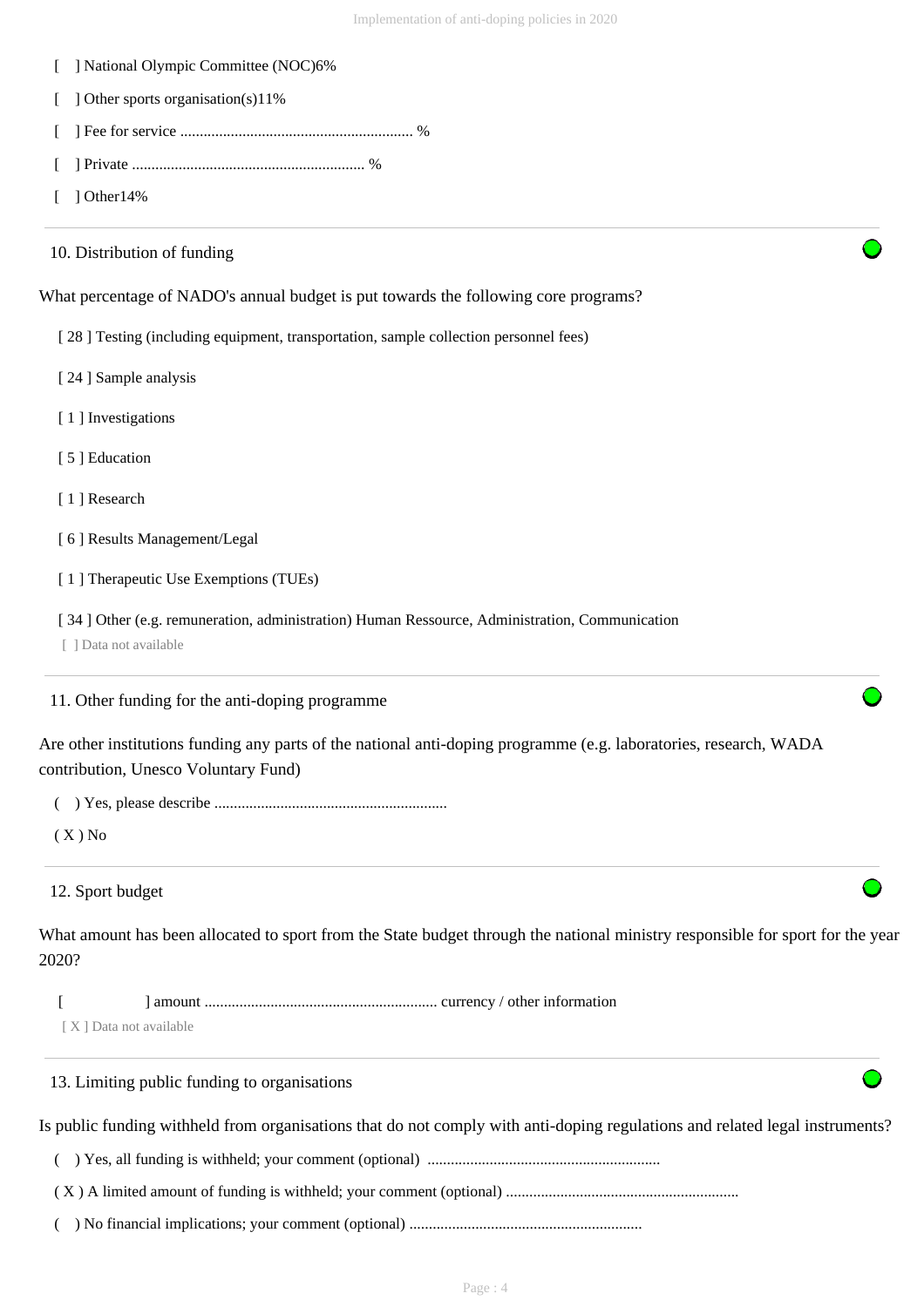[ ] National Olympic Committee (NOC)6%

[ ] Other sports organisation(s)11%

[ ] Fee for service ............................................................ %

[ ] Private ............................................................ %

[ ] Other14%

10. Distribution of funding

What percentage of NADO's annual budget is put towards the following core programs?

[ 28 ] Testing (including equipment, transportation, sample collection personnel fees)

[ 24 ] Sample analysis

[ 1 ] Investigations

[ 5 ] Education

[ 1 ] Research

[ 6 ] Results Management/Legal

[ 1 ] Therapeutic Use Exemptions (TUEs)

[ 34 ] Other (e.g. remuneration, administration) Human Ressource, Administration, Communication

[ ] Data not available

11. Other funding for the anti-doping programme

Are other institutions funding any parts of the national anti-doping programme (e.g. laboratories, research, WADA contribution, Unesco Voluntary Fund)

( ) Yes, please describe ............................................................

( X ) No

12. Sport budget

What amount has been allocated to sport from the State budget through the national ministry responsible for sport for the year 2020?

[ ] amount ............................................................ currency / other information

[ X ] Data not available

13. Limiting public funding to organisations

Is public funding withheld from organisations that do not comply with anti-doping regulations and related legal instruments?

( ) Yes, all funding is withheld; your comment (optional) ............................................................

( X ) A limited amount of funding is withheld; your comment (optional) ............................................................

( ) No financial implications; your comment (optional) ............................................................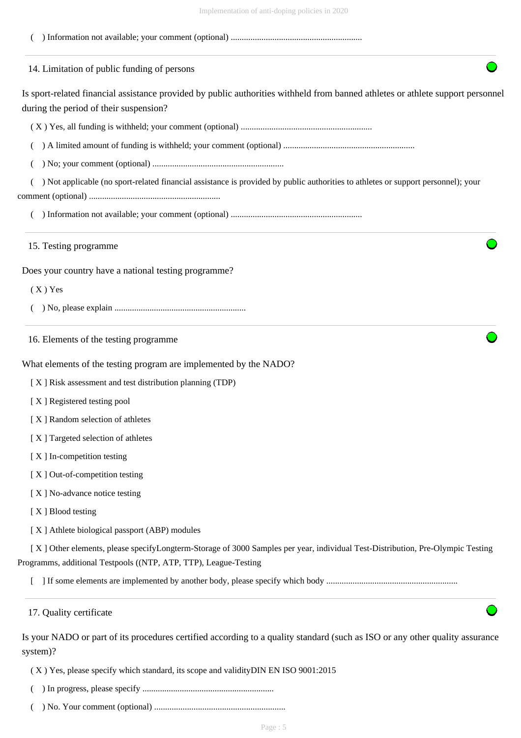( ) Information not available; your comment (optional) ............................................................

## 14. Limitation of public funding of persons

Is sport-related financial assistance provided by public authorities withheld from banned athletes or athlete support personnel during the period of their suspension?

( X ) Yes, all funding is withheld; your comment (optional) ............................................................

( ) A limited amount of funding is withheld; your comment (optional) ............................................................

( ) No; your comment (optional) ............................................................

( ) Not applicable (no sport-related financial assistance is provided by public authorities to athletes or support personnel); your comment (optional) ............................................................

( ) Information not available; your comment (optional) ............................................................

## 15. Testing programme

Does your country have a national testing programme?

( X ) Yes

( ) No, please explain ............................................................

## 16. Elements of the testing programme

What elements of the testing program are implemented by the NADO?

[ X ] Risk assessment and test distribution planning (TDP)

[ X ] Registered testing pool

[ X ] Random selection of athletes

[ X ] Targeted selection of athletes

[ X ] In-competition testing

[ X ] Out-of-competition testing

[ X ] No-advance notice testing

[ X ] Blood testing

[ X ] Athlete biological passport (ABP) modules

[ X ] Other elements, please specifyLongterm-Storage of 3000 Samples per year, individual Test-Distribution, Pre-Olympic Testing Programms, additional Testpools ((NTP, ATP, TTP), League-Testing

[ ] If some elements are implemented by another body, please specify which body ............................................................

## 17. Quality certificate

Is your NADO or part of its procedures certified according to a quality standard (such as ISO or any other quality assurance system)?

( X ) Yes, please specify which standard, its scope and validityDIN EN ISO 9001:2015

( ) In progress, please specify ............................................................

( ) No. Your comment (optional) ............................................................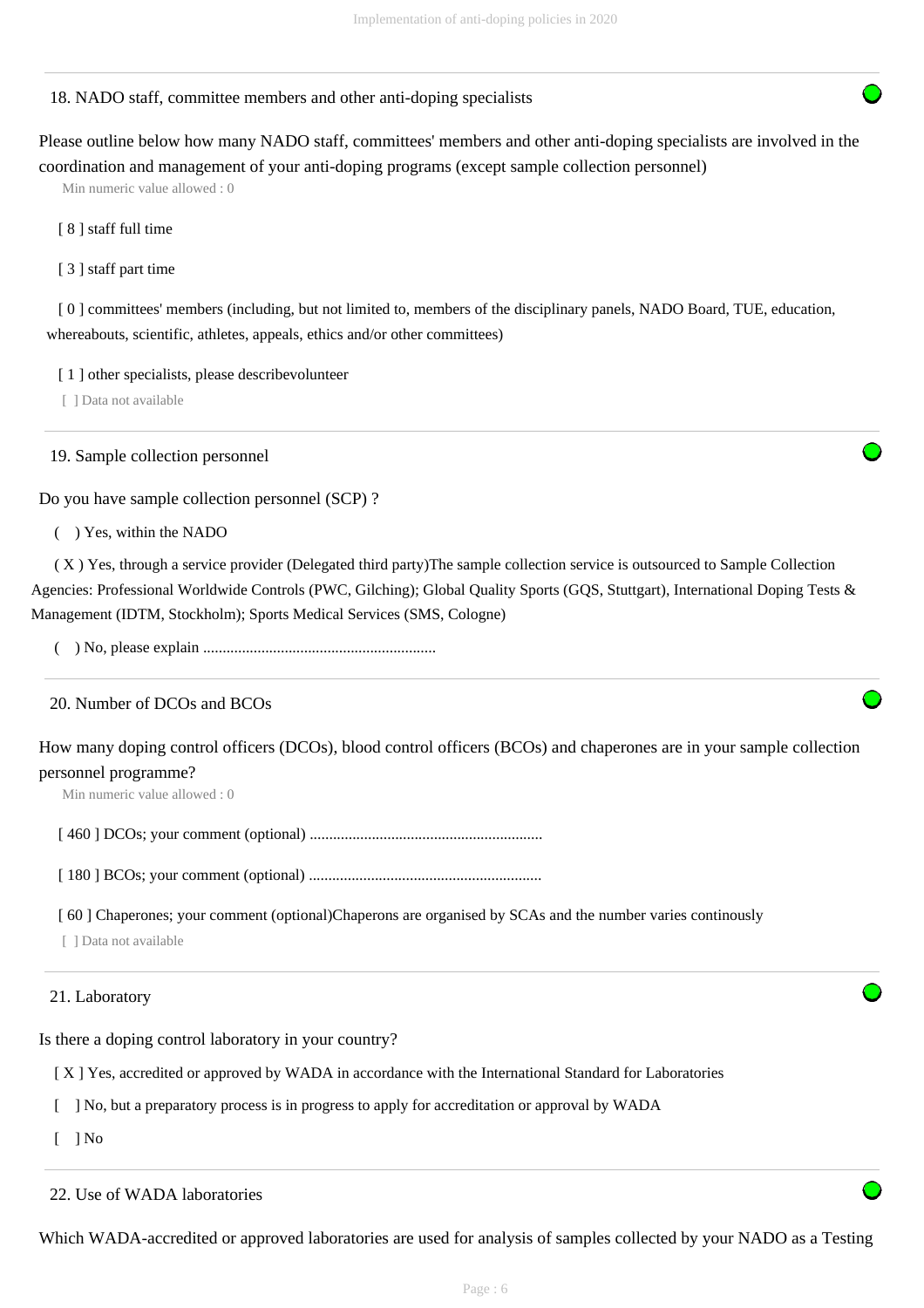## 18. NADO staff, committee members and other anti-doping specialists

Please outline below how many NADO staff, committees' members and other anti-doping specialists are involved in the coordination and management of your anti-doping programs (except sample collection personnel)

Min numeric value allowed : 0

[ 8 ] staff full time

[ 3 ] staff part time

[ 0 ] committees' members (including, but not limited to, members of the disciplinary panels, NADO Board, TUE, education, whereabouts, scientific, athletes, appeals, ethics and/or other committees)

[ 1 ] other specialists, please describevolunteer

[ ] Data not available

## 19. Sample collection personnel

Do you have sample collection personnel (SCP) ?

( ) Yes, within the NADO

( X ) Yes, through a service provider (Delegated third party)The sample collection service is outsourced to Sample Collection Agencies: Professional Worldwide Controls (PWC, Gilching); Global Quality Sports (GQS, Stuttgart), International Doping Tests & Management (IDTM, Stockholm); Sports Medical Services (SMS, Cologne)

( ) No, please explain ............................................................

## 20. Number of DCOs and BCOs

How many doping control officers (DCOs), blood control officers (BCOs) and chaperones are in your sample collection personnel programme?

Min numeric value allowed : 0

[ 460 ] DCOs; your comment (optional) ............................................................

[ 180 ] BCOs; your comment (optional) ............................................................

[ 60 ] Chaperones; your comment (optional)Chaperons are organised by SCAs and the number varies continously

[ ] Data not available

## 21. Laboratory

Is there a doping control laboratory in your country?

[ X ] Yes, accredited or approved by WADA in accordance with the International Standard for Laboratories

[ ] No, but a preparatory process is in progress to apply for accreditation or approval by WADA

[ ] No

## 22. Use of WADA laboratories

Which WADA-accredited or approved laboratories are used for analysis of samples collected by your NADO as a Testing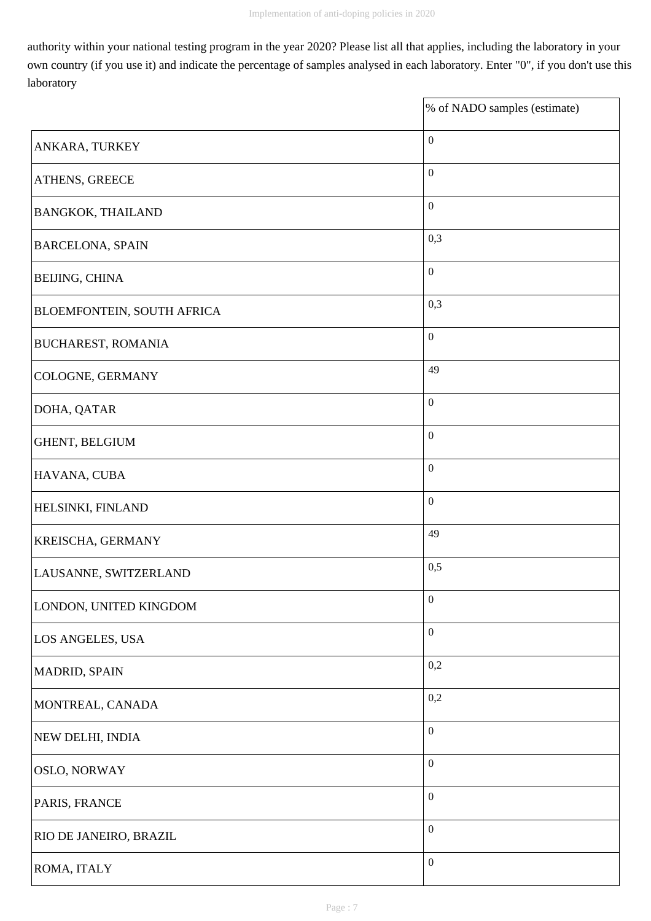authority within your national testing program in the year 2020? Please list all that applies, including the laboratory in your own country (if you use it) and indicate the percentage of samples analysed in each laboratory. Enter "0", if you don't use this laboratory

| | % of NADO samples (estimate) |
|---|---|
| ANKARA, TURKEY | 0 |
| ATHENS, GREECE | 0 |
| BANGKOK, THAILAND | 0 |
| BARCELONA, SPAIN | 0,3 |
| BEIJING, CHINA | 0 |
| BLOEMFONTEIN, SOUTH AFRICA | 0,3 |
| BUCHAREST, ROMANIA | 0 |
| COLOGNE, GERMANY | 49 |
| DOHA, QATAR | 0 |
| GHENT, BELGIUM | 0 |
| HAVANA, CUBA | 0 |
| HELSINKI, FINLAND | 0 |
| KREISCHA, GERMANY | 49 |
| LAUSANNE, SWITZERLAND | 0,5 |
| LONDON, UNITED KINGDOM | 0 |
| LOS ANGELES, USA | 0 |
| MADRID, SPAIN | 0,2 |
| MONTREAL, CANADA | 0,2 |
| NEW DELHI, INDIA | 0 |
| OSLO, NORWAY | 0 |
| PARIS, FRANCE | 0 |
| RIO DE JANEIRO, BRAZIL | 0 |
| ROMA, ITALY | 0 |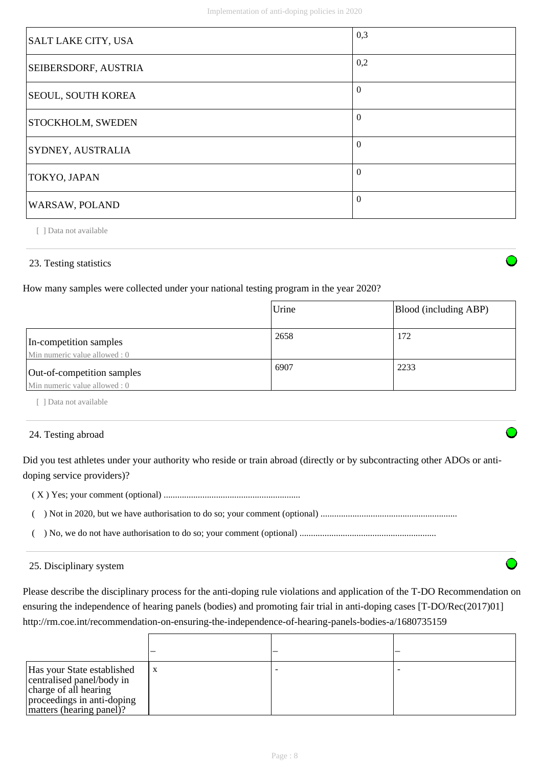| | |
|---|---|
| SALT LAKE CITY, USA | 0,3 |
| SEIBERSDORF, AUSTRIA | 0,2 |
| SEOUL, SOUTH KOREA | 0 |
| STOCKHOLM, SWEDEN | 0 |
| SYDNEY, AUSTRALIA | 0 |
| TOKYO, JAPAN | 0 |
| WARSAW, POLAND | 0 |

[ ] Data not available

## 23. Testing statistics

How many samples were collected under your national testing program in the year 2020?

| | Urine | Blood (including ABP) |
|---|---|---|
| In-competition samples<br>Min numeric value allowed : 0 | 2658 | 172 |
| Out-of-competition samples<br>Min numeric value allowed : 0 | 6907 | 2233 |

[ ] Data not available

## 24. Testing abroad

Did you test athletes under your authority who reside or train abroad (directly or by subcontracting other ADOs or anti-doping service providers)?

( X ) Yes; your comment (optional) ...........................................................

(  ) Not in 2020, but we have authorisation to do so; your comment (optional) ...........................................................

(  ) No, we do not have authorisation to do so; your comment (optional) ...........................................................

## 25. Disciplinary system

Please describe the disciplinary process for the anti-doping rule violations and application of the T-DO Recommendation on ensuring the independence of hearing panels (bodies) and promoting fair trial in anti-doping cases [T-DO/Rec(2017)01] http://rm.coe.int/recommendation-on-ensuring-the-independence-of-hearing-panels-bodies-a/1680735159

| | – | – | – |
|---|---|---|---|
| Has your State established centralised panel/body in charge of all hearing proceedings in anti-doping matters (hearing panel)? | x | - | - |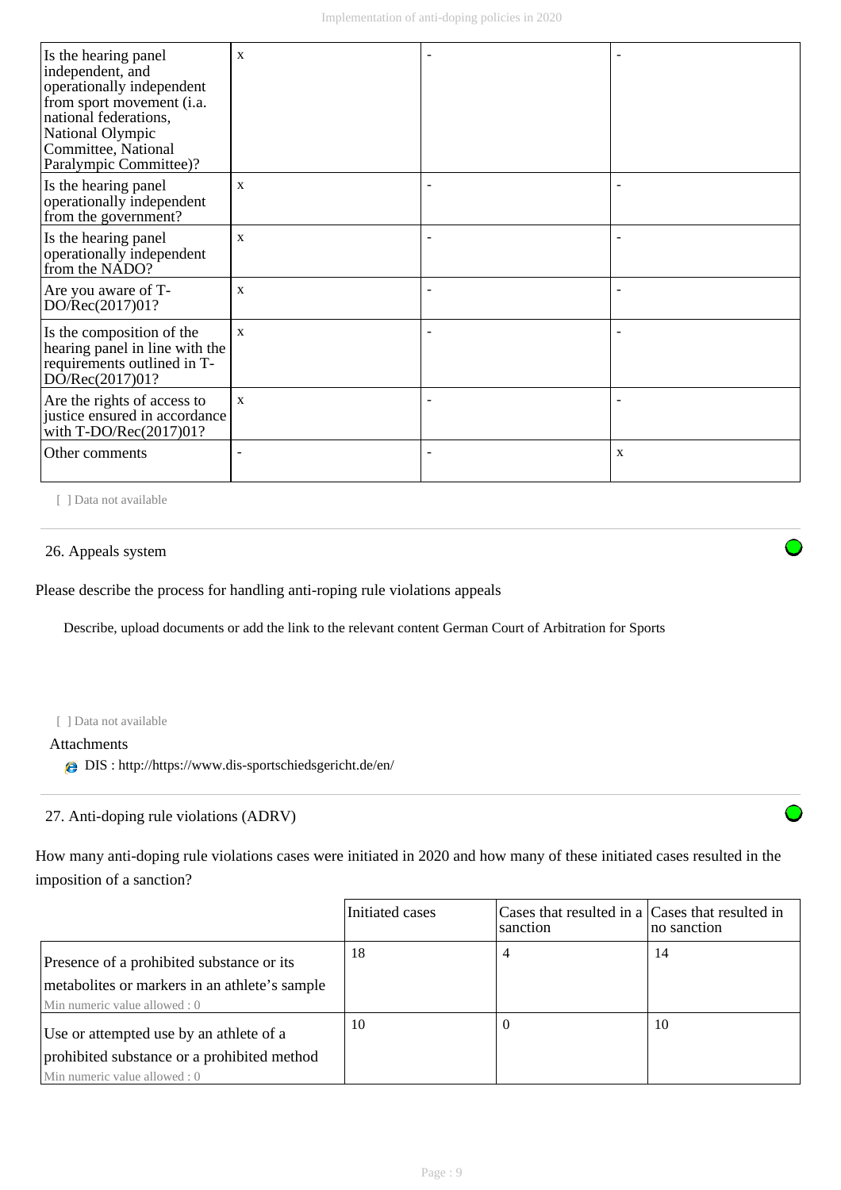| | | | |
|---|---|---|---|
| Is the hearing panel independent, and operationally independent from sport movement (i.a. national federations, National Olympic Committee, National Paralympic Committee)? | x | - | - |
| Is the hearing panel operationally independent from the government? | x | - | - |
| Is the hearing panel operationally independent from the NADO? | x | - | - |
| Are you aware of T-DO/Rec(2017)01? | x | - | - |
| Is the composition of the hearing panel in line with the requirements outlined in T-DO/Rec(2017)01? | x | - | - |
| Are the rights of access to justice ensured in accordance with T-DO/Rec(2017)01? | x | - | - |
| Other comments | - | - | x |

[ ] Data not available

## 26. Appeals system

Please describe the process for handling anti-roping rule violations appeals

Describe, upload documents or add the link to the relevant content German Court of Arbitration for Sports

[ ] Data not available

Attachments

DIS : http://https://www.dis-sportschiedsgericht.de/en/

## 27. Anti-doping rule violations (ADRV)

How many anti-doping rule violations cases were initiated in 2020 and how many of these initiated cases resulted in the imposition of a sanction?

| | Initiated cases | Cases that resulted in a sanction | Cases that resulted in no sanction |
|---|---|---|---|
| Presence of a prohibited substance or its metabolites or markers in an athlete's sample<br>Min numeric value allowed : 0 | 18 | 4 | 14 |
| Use or attempted use by an athlete of a prohibited substance or a prohibited method<br>Min numeric value allowed : 0 | 10 | 0 | 10 |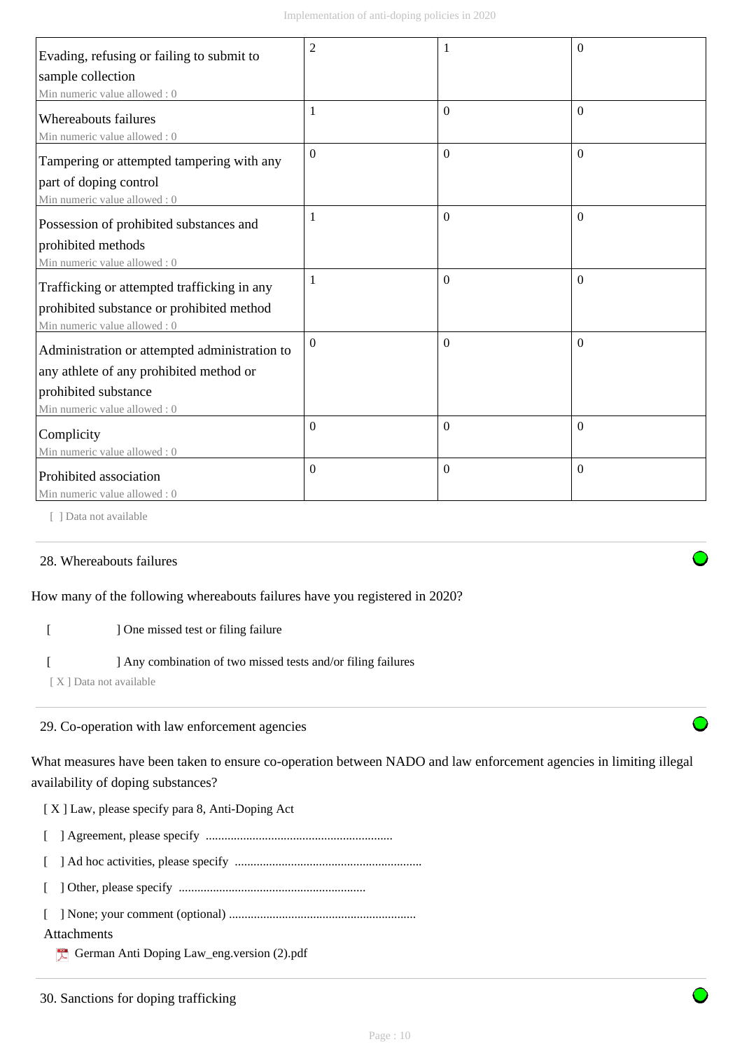| | | | |
|---|---|---|---|
| Evading, refusing or failing to submit to sample collection<br>Min numeric value allowed : 0 | 2 | 1 | 0 |
| Whereabouts failures<br>Min numeric value allowed : 0 | 1 | 0 | 0 |
| Tampering or attempted tampering with any part of doping control<br>Min numeric value allowed : 0 | 0 | 0 | 0 |
| Possession of prohibited substances and prohibited methods<br>Min numeric value allowed : 0 | 1 | 0 | 0 |
| Trafficking or attempted trafficking in any prohibited substance or prohibited method<br>Min numeric value allowed : 0 | 1 | 0 | 0 |
| Administration or attempted administration to any athlete of any prohibited method or prohibited substance<br>Min numeric value allowed : 0 | 0 | 0 | 0 |
| Complicity<br>Min numeric value allowed : 0 | 0 | 0 | 0 |
| Prohibited association<br>Min numeric value allowed : 0 | 0 | 0 | 0 |

[ ] Data not available

## 28. Whereabouts failures

How many of the following whereabouts failures have you registered in 2020?

[ ] One missed test or filing failure

[ ] Any combination of two missed tests and/or filing failures

[ X ] Data not available

## 29. Co-operation with law enforcement agencies

What measures have been taken to ensure co-operation between NADO and law enforcement agencies in limiting illegal availability of doping substances?

[ X ] Law, please specify para 8, Anti-Doping Act

[ ] Agreement, please specify ............................................................

[ ] Ad hoc activities, please specify ............................................................

[ ] Other, please specify ............................................................

[ ] None; your comment (optional) ............................................................

Attachments

German Anti Doping Law_eng.version (2).pdf

## 30. Sanctions for doping trafficking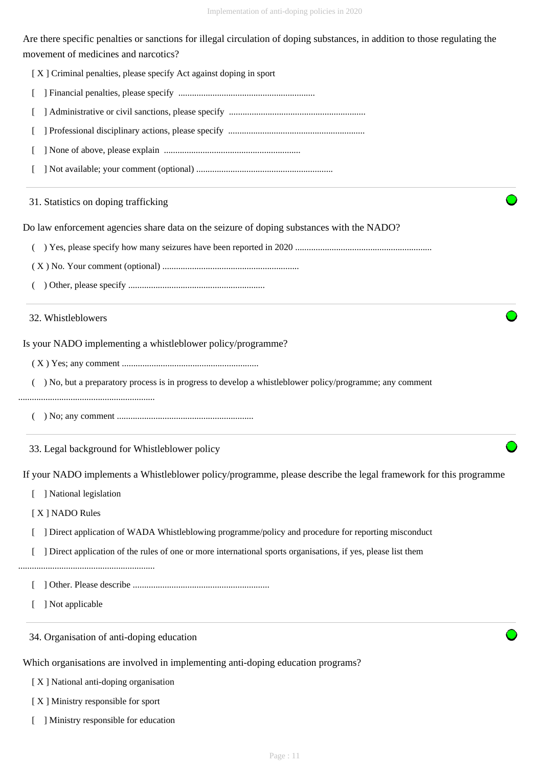Are there specific penalties or sanctions for illegal circulation of doping substances, in addition to those regulating the movement of medicines and narcotics?

[ X ] Criminal penalties, please specify Act against doping in sport

[ ] Financial penalties, please specify ............................................................

[ ] Administrative or civil sanctions, please specify ............................................................

[ ] Professional disciplinary actions, please specify ............................................................

[ ] None of above, please explain ............................................................

[ ] Not available; your comment (optional) ............................................................

## 31. Statistics on doping trafficking

Do law enforcement agencies share data on the seizure of doping substances with the NADO?

( ) Yes, please specify how many seizures have been reported in 2020 ............................................................

( X ) No. Your comment (optional) ............................................................

( ) Other, please specify ............................................................

## 32. Whistleblowers

Is your NADO implementing a whistleblower policy/programme?

( X ) Yes; any comment ............................................................

( ) No, but a preparatory process is in progress to develop a whistleblower policy/programme; any comment ............................................................

( ) No; any comment ............................................................

## 33. Legal background for Whistleblower policy

If your NADO implements a Whistleblower policy/programme, please describe the legal framework for this programme

[ ] National legislation

[ X ] NADO Rules

[ ] Direct application of WADA Whistleblowing programme/policy and procedure for reporting misconduct

[ ] Direct application of the rules of one or more international sports organisations, if yes, please list them ............................................................

[ ] Other. Please describe ............................................................

[ ] Not applicable

## 34. Organisation of anti-doping education

Which organisations are involved in implementing anti-doping education programs?

[ X ] National anti-doping organisation

[ X ] Ministry responsible for sport

[ ] Ministry responsible for education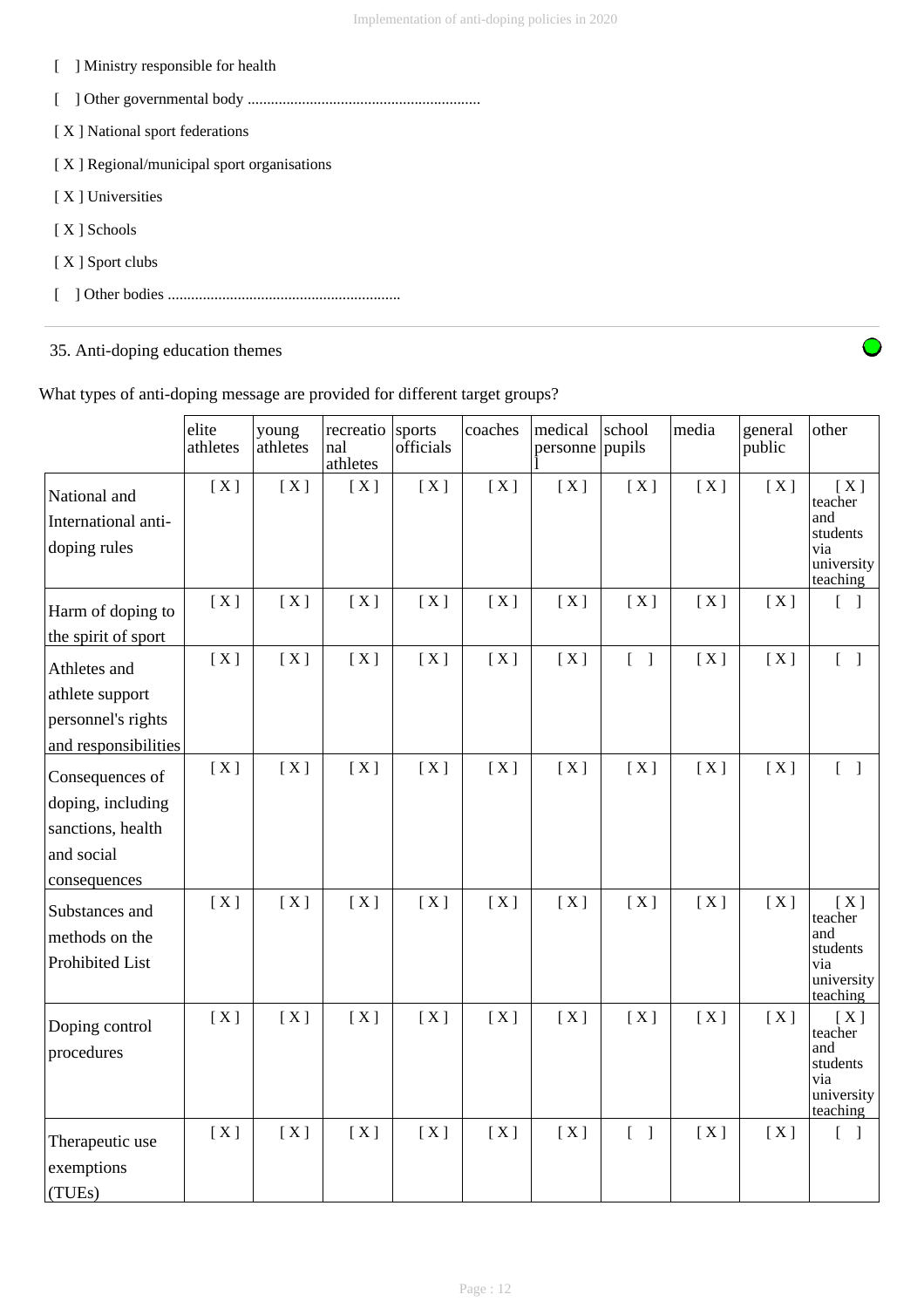[ ] Ministry responsible for health

[ ] Other governmental body ............................................................

[ X ] National sport federations

[ X ] Regional/municipal sport organisations

[ X ] Universities

[ X ] Schools

[ X ] Sport clubs

[ ] Other bodies ............................................................

35. Anti-doping education themes

What types of anti-doping message are provided for different target groups?

| | elite athletes | young athletes | recreational athletes | sports officials | coaches | medical personnel | school pupils | media | general public | other |
|---|---|---|---|---|---|---|---|---|---|---|
| National and International anti-doping rules | [ X ] | [ X ] | [ X ] | [ X ] | [ X ] | [ X ] | [ X ] | [ X ] | [ X ] | [ X ] teacher and students via university teaching |
| Harm of doping to the spirit of sport | [ X ] | [ X ] | [ X ] | [ X ] | [ X ] | [ X ] | [ X ] | [ X ] | [ X ] | [ ] |
| Athletes and athlete support personnel's rights and responsibilities | [ X ] | [ X ] | [ X ] | [ X ] | [ X ] | [ X ] | [ ] | [ X ] | [ X ] | [ ] |
| Consequences of doping, including sanctions, health and social consequences | [ X ] | [ X ] | [ X ] | [ X ] | [ X ] | [ X ] | [ X ] | [ X ] | [ X ] | [ ] |
| Substances and methods on the Prohibited List | [ X ] | [ X ] | [ X ] | [ X ] | [ X ] | [ X ] | [ X ] | [ X ] | [ X ] | [ X ] teacher and students via university teaching |
| Doping control procedures | [ X ] | [ X ] | [ X ] | [ X ] | [ X ] | [ X ] | [ X ] | [ X ] | [ X ] | [ X ] teacher and students via university teaching |
| Therapeutic use exemptions (TUEs) | [ X ] | [ X ] | [ X ] | [ X ] | [ X ] | [ X ] | [ ] | [ X ] | [ X ] | [ ] |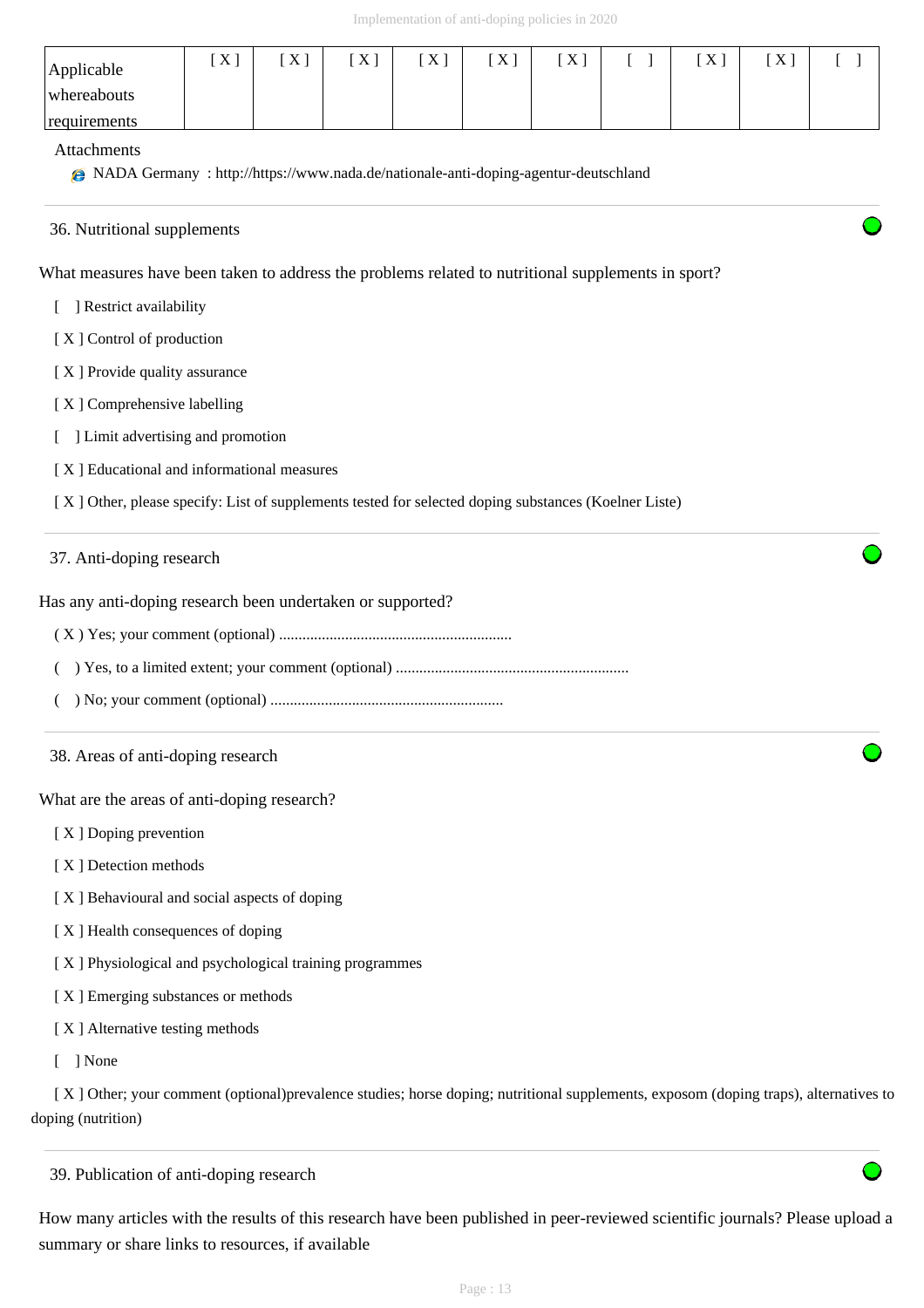| Applicable whereabouts requirements | [ X ] | [ X ] | [ X ] | [ X ] | [ X ] | [ X ] | [ ] | [ X ] | [ X ] | [ ] |
|---|---|---|---|---|---|---|---|---|---|---|

Attachments

NADA Germany : http://https://www.nada.de/nationale-anti-doping-agentur-deutschland

### 36. Nutritional supplements

What measures have been taken to address the problems related to nutritional supplements in sport?

[ ] Restrict availability

[ X ] Control of production

[ X ] Provide quality assurance

[ X ] Comprehensive labelling

[ ] Limit advertising and promotion

[ X ] Educational and informational measures

[ X ] Other, please specify: List of supplements tested for selected doping substances (Koelner Liste)

### 37. Anti-doping research

Has any anti-doping research been undertaken or supported?

( X ) Yes; your comment (optional) ...........................................................

( ) Yes, to a limited extent; your comment (optional) ...........................................................

( ) No; your comment (optional) ...........................................................

### 38. Areas of anti-doping research

What are the areas of anti-doping research?

[ X ] Doping prevention

[ X ] Detection methods

[ X ] Behavioural and social aspects of doping

[ X ] Health consequences of doping

[ X ] Physiological and psychological training programmes

[ X ] Emerging substances or methods

[ X ] Alternative testing methods

[ ] None

[ X ] Other; your comment (optional)prevalence studies; horse doping; nutritional supplements, exposom (doping traps), alternatives to doping (nutrition)

### 39. Publication of anti-doping research

How many articles with the results of this research have been published in peer-reviewed scientific journals? Please upload a summary or share links to resources, if available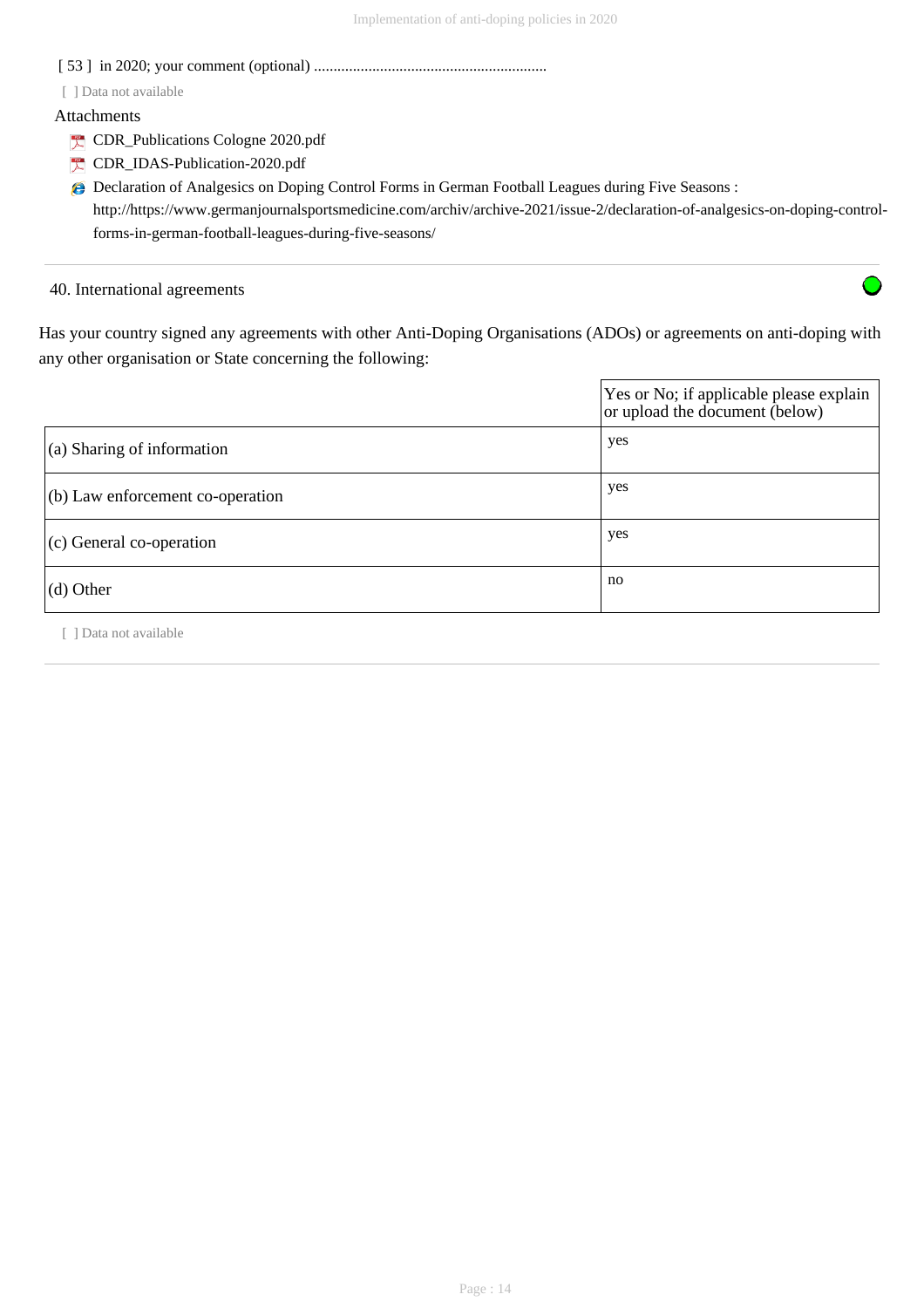[ 53 ] in 2020; your comment (optional) ............................................................

[ ] Data not available

Attachments

- CDR_Publications Cologne 2020.pdf
- CDR_IDAS-Publication-2020.pdf
- Declaration of Analgesics on Doping Control Forms in German Football Leagues during Five Seasons : http://https://www.germanjournalsportsmedicine.com/archiv/archive-2021/issue-2/declaration-of-analgesics-on-doping-control-forms-in-german-football-leagues-during-five-seasons/

---

40. International agreements

Has your country signed any agreements with other Anti-Doping Organisations (ADOs) or agreements on anti-doping with any other organisation or State concerning the following:

| | Yes or No; if applicable please explain or upload the document (below) |
|---|---|
| (a) Sharing of information | yes |
| (b) Law enforcement co-operation | yes |
| (c) General co-operation | yes |
| (d) Other | no |

[ ] Data not available